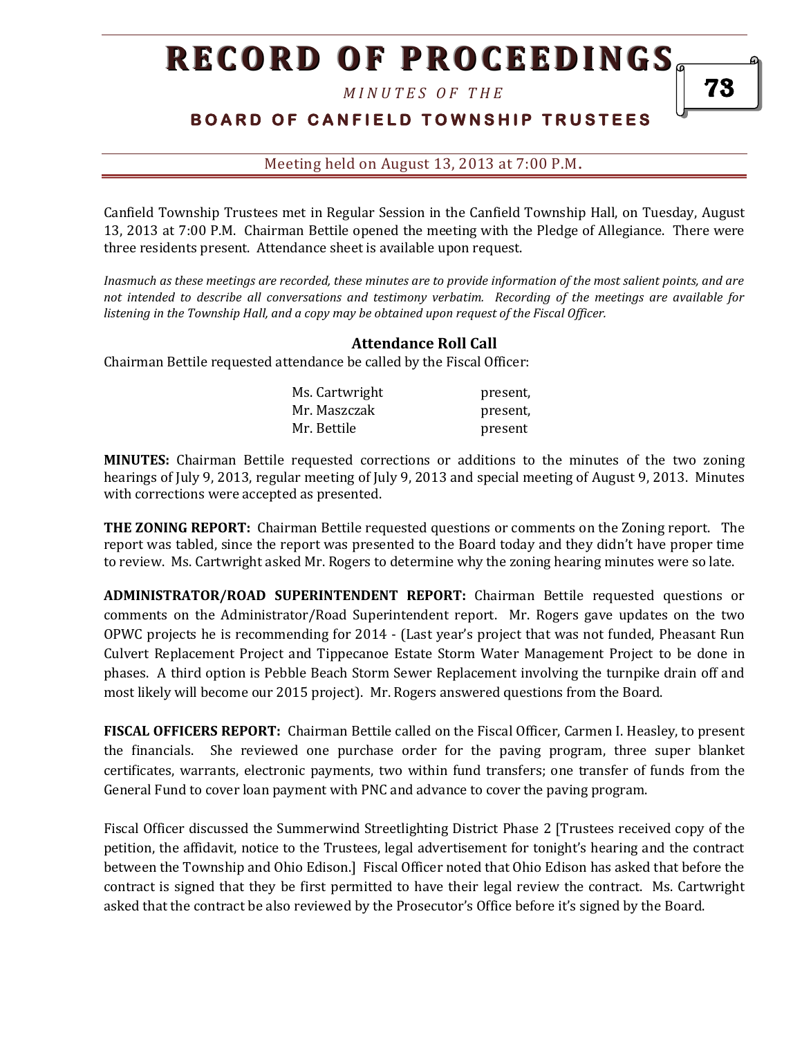# RECORD OF PROCEEDINGS

*MINUTES OF THE*

## BOARD OF CANFIELD TOWNSHIP TRUSTEES

Meeting held on August 13, 2013 at 7:00 P.M.

Canfield Township Trustees met in Regular Session in the Canfield Township Hall, on Tuesday, August 13, 2013 at 7:00 P.M. Chairman Bettile opened the meeting with the Pledge of Allegiance. There were three residents present. Attendance sheet is available upon request.

*Inasmuch as these meetings are recorded, these minutes are to provide information of the most salient points, and are not intended to describe all conversations and testimony verbatim. Recording of the meetings are available for listening in the Township Hall, and a copy may be obtained upon request of the Fiscal Officer.*

### Attendance Roll Call

Chairman Bettile requested attendance be called by the Fiscal Officer:

| | |
|---|---|
| Ms. Cartwright | present, |
| Mr. Maszczak | present, |
| Mr. Bettile | present |

**MINUTES:** Chairman Bettile requested corrections or additions to the minutes of the two zoning hearings of July 9, 2013, regular meeting of July 9, 2013 and special meeting of August 9, 2013. Minutes with corrections were accepted as presented.

**THE ZONING REPORT:** Chairman Bettile requested questions or comments on the Zoning report. The report was tabled, since the report was presented to the Board today and they didn't have proper time to review. Ms. Cartwright asked Mr. Rogers to determine why the zoning hearing minutes were so late.

**ADMINISTRATOR/ROAD SUPERINTENDENT REPORT:** Chairman Bettile requested questions or comments on the Administrator/Road Superintendent report. Mr. Rogers gave updates on the two OPWC projects he is recommending for 2014 - (Last year's project that was not funded, Pheasant Run Culvert Replacement Project and Tippecanoe Estate Storm Water Management Project to be done in phases. A third option is Pebble Beach Storm Sewer Replacement involving the turnpike drain off and most likely will become our 2015 project). Mr. Rogers answered questions from the Board.

**FISCAL OFFICERS REPORT:** Chairman Bettile called on the Fiscal Officer, Carmen I. Heasley, to present the financials. She reviewed one purchase order for the paving program, three super blanket certificates, warrants, electronic payments, two within fund transfers; one transfer of funds from the General Fund to cover loan payment with PNC and advance to cover the paving program.

Fiscal Officer discussed the Summerwind Streetlighting District Phase 2 [Trustees received copy of the petition, the affidavit, notice to the Trustees, legal advertisement for tonight's hearing and the contract between the Township and Ohio Edison.] Fiscal Officer noted that Ohio Edison has asked that before the contract is signed that they be first permitted to have their legal review the contract. Ms. Cartwright asked that the contract be also reviewed by the Prosecutor's Office before it's signed by the Board.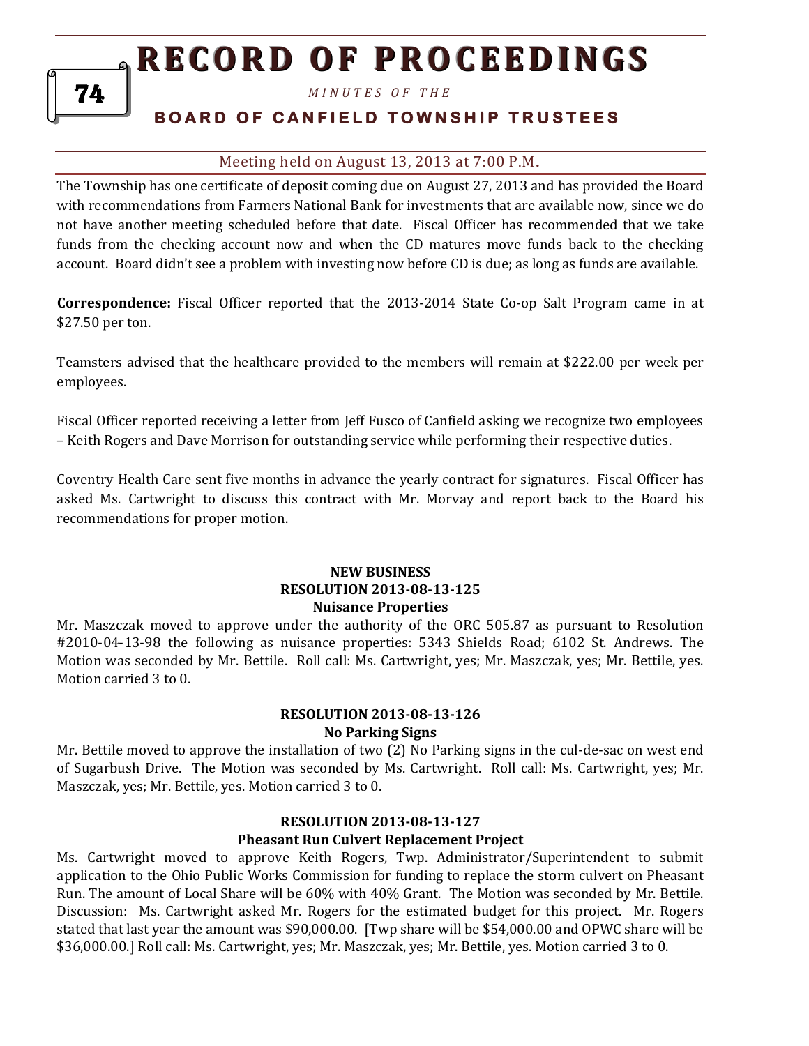Meeting held on August 13, 2013 at 7:00 P.M.

The Township has one certificate of deposit coming due on August 27, 2013 and has provided the Board with recommendations from Farmers National Bank for investments that are available now, since we do not have another meeting scheduled before that date. Fiscal Officer has recommended that we take funds from the checking account now and when the CD matures move funds back to the checking account. Board didn't see a problem with investing now before CD is due; as long as funds are available.

**Correspondence:** Fiscal Officer reported that the 2013-2014 State Co-op Salt Program came in at $27.50 per ton.

Teamsters advised that the healthcare provided to the members will remain at $222.00 per week per employees.

Fiscal Officer reported receiving a letter from Jeff Fusco of Canfield asking we recognize two employees – Keith Rogers and Dave Morrison for outstanding service while performing their respective duties.

Coventry Health Care sent five months in advance the yearly contract for signatures. Fiscal Officer has asked Ms. Cartwright to discuss this contract with Mr. Morvay and report back to the Board his recommendations for proper motion.

**NEW BUSINESS**
**RESOLUTION 2013-08-13-125**
**Nuisance Properties**

Mr. Maszczak moved to approve under the authority of the ORC 505.87 as pursuant to Resolution #2010-04-13-98 the following as nuisance properties: 5343 Shields Road; 6102 St. Andrews. The Motion was seconded by Mr. Bettile. Roll call: Ms. Cartwright, yes; Mr. Maszczak, yes; Mr. Bettile, yes. Motion carried 3 to 0.

**RESOLUTION 2013-08-13-126**
**No Parking Signs**

Mr. Bettile moved to approve the installation of two (2) No Parking signs in the cul-de-sac on west end of Sugarbush Drive. The Motion was seconded by Ms. Cartwright. Roll call: Ms. Cartwright, yes; Mr. Maszczak, yes; Mr. Bettile, yes. Motion carried 3 to 0.

**RESOLUTION 2013-08-13-127**
**Pheasant Run Culvert Replacement Project**

Ms. Cartwright moved to approve Keith Rogers, Twp. Administrator/Superintendent to submit application to the Ohio Public Works Commission for funding to replace the storm culvert on Pheasant Run. The amount of Local Share will be 60% with 40% Grant. The Motion was seconded by Mr. Bettile. Discussion: Ms. Cartwright asked Mr. Rogers for the estimated budget for this project. Mr. Rogers stated that last year the amount was $90,000.00. [Twp share will be $54,000.00 and OPWC share will be $36,000.00.] Roll call: Ms. Cartwright, yes; Mr. Maszczak, yes; Mr. Bettile, yes. Motion carried 3 to 0.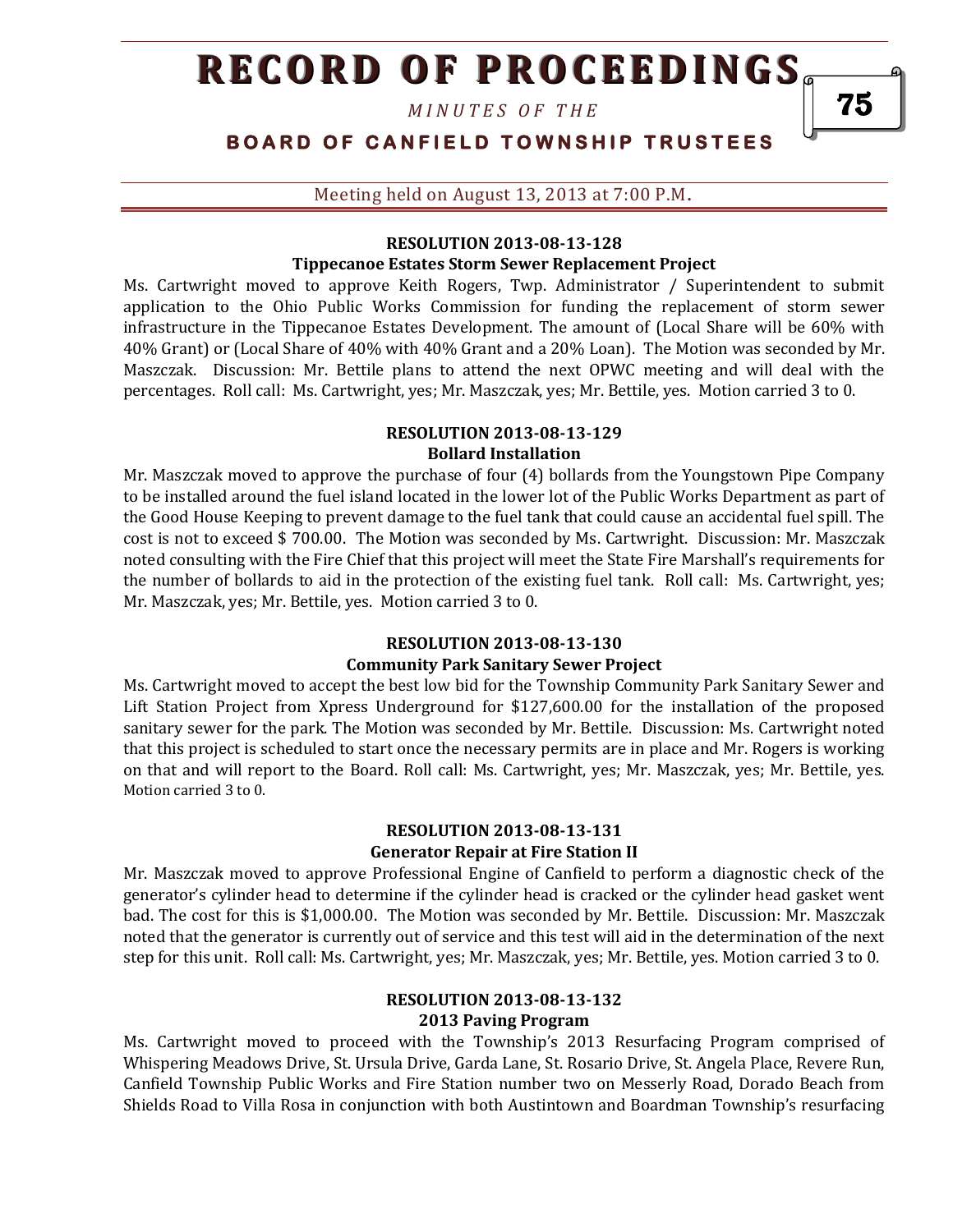#### RESOLUTION 2013-08-13-128
#### Tippecanoe Estates Storm Sewer Replacement Project

Ms. Cartwright moved to approve Keith Rogers, Twp. Administrator / Superintendent to submit application to the Ohio Public Works Commission for funding the replacement of storm sewer infrastructure in the Tippecanoe Estates Development. The amount of (Local Share will be 60% with 40% Grant) or (Local Share of 40% with 40% Grant and a 20% Loan). The Motion was seconded by Mr. Maszczak. Discussion: Mr. Bettile plans to attend the next OPWC meeting and will deal with the percentages. Roll call: Ms. Cartwright, yes; Mr. Maszczak, yes; Mr. Bettile, yes. Motion carried 3 to 0.

#### RESOLUTION 2013-08-13-129
#### Bollard Installation

Mr. Maszczak moved to approve the purchase of four (4) bollards from the Youngstown Pipe Company to be installed around the fuel island located in the lower lot of the Public Works Department as part of the Good House Keeping to prevent damage to the fuel tank that could cause an accidental fuel spill. The cost is not to exceed $ 700.00. The Motion was seconded by Ms. Cartwright. Discussion: Mr. Maszczak noted consulting with the Fire Chief that this project will meet the State Fire Marshall's requirements for the number of bollards to aid in the protection of the existing fuel tank. Roll call: Ms. Cartwright, yes; Mr. Maszczak, yes; Mr. Bettile, yes. Motion carried 3 to 0.

#### RESOLUTION 2013-08-13-130
#### Community Park Sanitary Sewer Project

Ms. Cartwright moved to accept the best low bid for the Township Community Park Sanitary Sewer and Lift Station Project from Xpress Underground for $127,600.00 for the installation of the proposed sanitary sewer for the park. The Motion was seconded by Mr. Bettile. Discussion: Ms. Cartwright noted that this project is scheduled to start once the necessary permits are in place and Mr. Rogers is working on that and will report to the Board. Roll call: Ms. Cartwright, yes; Mr. Maszczak, yes; Mr. Bettile, yes. Motion carried 3 to 0.

#### RESOLUTION 2013-08-13-131
#### Generator Repair at Fire Station II

Mr. Maszczak moved to approve Professional Engine of Canfield to perform a diagnostic check of the generator's cylinder head to determine if the cylinder head is cracked or the cylinder head gasket went bad. The cost for this is $1,000.00. The Motion was seconded by Mr. Bettile. Discussion: Mr. Maszczak noted that the generator is currently out of service and this test will aid in the determination of the next step for this unit. Roll call: Ms. Cartwright, yes; Mr. Maszczak, yes; Mr. Bettile, yes. Motion carried 3 to 0.

#### RESOLUTION 2013-08-13-132
#### 2013 Paving Program

Ms. Cartwright moved to proceed with the Township's 2013 Resurfacing Program comprised of Whispering Meadows Drive, St. Ursula Drive, Garda Lane, St. Rosario Drive, St. Angela Place, Revere Run, Canfield Township Public Works and Fire Station number two on Messerly Road, Dorado Beach from Shields Road to Villa Rosa in conjunction with both Austintown and Boardman Township's resurfacing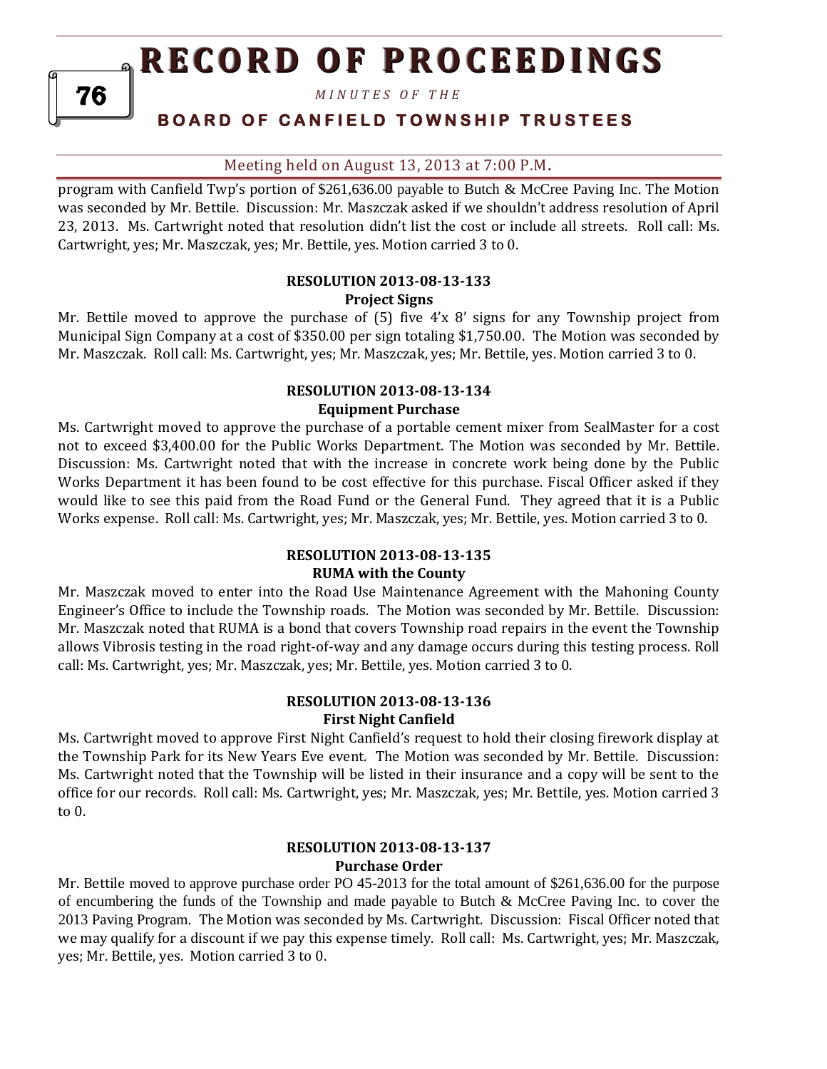program with Canfield Twp's portion of $261,636.00 payable to Butch & McCree Paving Inc. The Motion was seconded by Mr. Bettile. Discussion: Mr. Maszczak asked if we shouldn't address resolution of April 23, 2013. Ms. Cartwright noted that resolution didn't list the cost or include all streets. Roll call: Ms. Cartwright, yes; Mr. Maszczak, yes; Mr. Bettile, yes. Motion carried 3 to 0.

**RESOLUTION 2013-08-13-133**
**Project Signs**

Mr. Bettile moved to approve the purchase of (5) five 4'x 8' signs for any Township project from Municipal Sign Company at a cost of $350.00 per sign totaling $1,750.00. The Motion was seconded by Mr. Maszczak. Roll call: Ms. Cartwright, yes; Mr. Maszczak, yes; Mr. Bettile, yes. Motion carried 3 to 0.

**RESOLUTION 2013-08-13-134**
**Equipment Purchase**

Ms. Cartwright moved to approve the purchase of a portable cement mixer from SealMaster for a cost not to exceed $3,400.00 for the Public Works Department. The Motion was seconded by Mr. Bettile. Discussion: Ms. Cartwright noted that with the increase in concrete work being done by the Public Works Department it has been found to be cost effective for this purchase. Fiscal Officer asked if they would like to see this paid from the Road Fund or the General Fund. They agreed that it is a Public Works expense. Roll call: Ms. Cartwright, yes; Mr. Maszczak, yes; Mr. Bettile, yes. Motion carried 3 to 0.

**RESOLUTION 2013-08-13-135**
**RUMA with the County**

Mr. Maszczak moved to enter into the Road Use Maintenance Agreement with the Mahoning County Engineer's Office to include the Township roads. The Motion was seconded by Mr. Bettile. Discussion: Mr. Maszczak noted that RUMA is a bond that covers Township road repairs in the event the Township allows Vibrosis testing in the road right-of-way and any damage occurs during this testing process. Roll call: Ms. Cartwright, yes; Mr. Maszczak, yes; Mr. Bettile, yes. Motion carried 3 to 0.

**RESOLUTION 2013-08-13-136**
**First Night Canfield**

Ms. Cartwright moved to approve First Night Canfield's request to hold their closing firework display at the Township Park for its New Years Eve event. The Motion was seconded by Mr. Bettile. Discussion: Ms. Cartwright noted that the Township will be listed in their insurance and a copy will be sent to the office for our records. Roll call: Ms. Cartwright, yes; Mr. Maszczak, yes; Mr. Bettile, yes. Motion carried 3 to 0.

**RESOLUTION 2013-08-13-137**
**Purchase Order**

Mr. Bettile moved to approve purchase order PO 45-2013 for the total amount of $261,636.00 for the purpose of encumbering the funds of the Township and made payable to Butch & McCree Paving Inc. to cover the 2013 Paving Program. The Motion was seconded by Ms. Cartwright. Discussion: Fiscal Officer noted that we may qualify for a discount if we pay this expense timely. Roll call: Ms. Cartwright, yes; Mr. Maszczak, yes; Mr. Bettile, yes. Motion carried 3 to 0.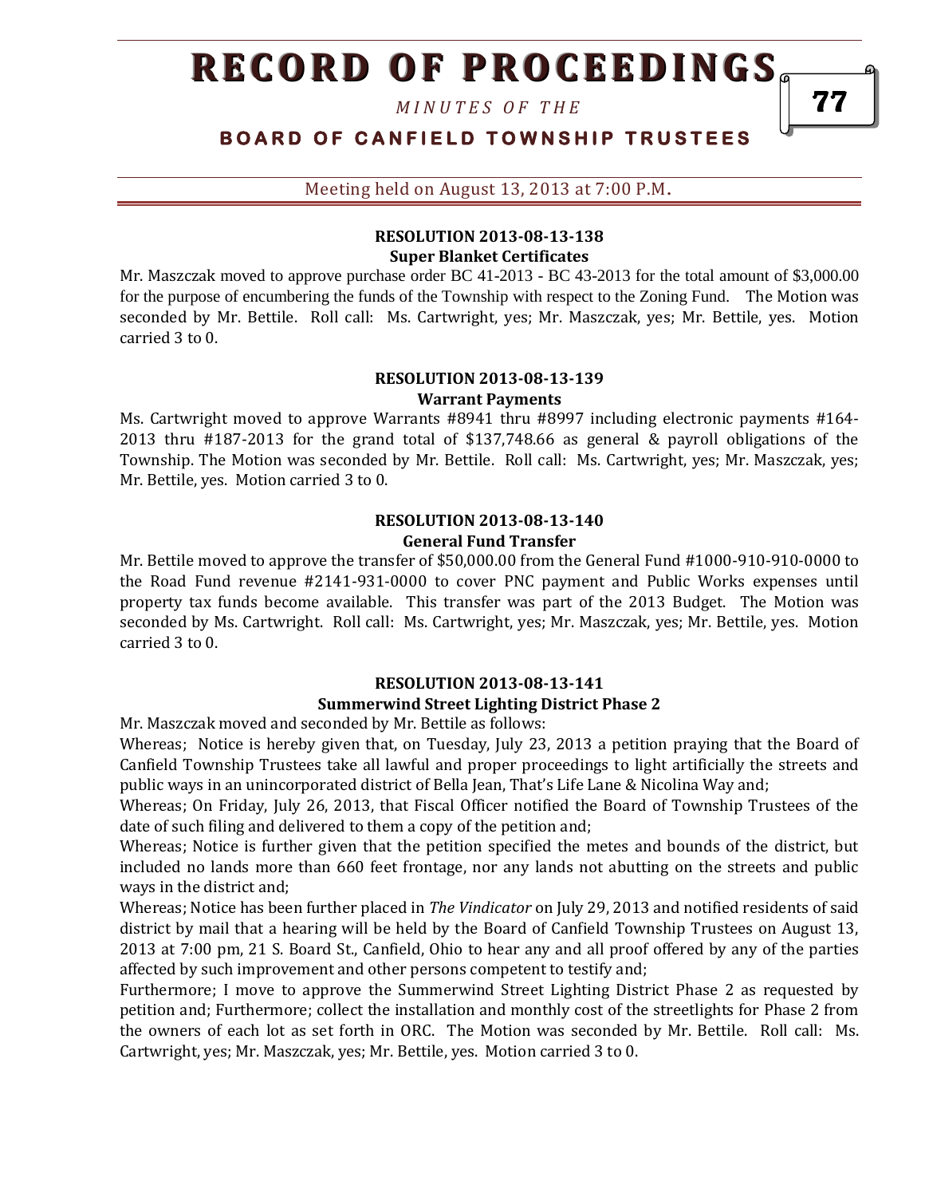#### RESOLUTION 2013-08-13-138
**Super Blanket Certificates**

Mr. Maszczak moved to approve purchase order BC 41-2013 - BC 43-2013 for the total amount of $3,000.00 for the purpose of encumbering the funds of the Township with respect to the Zoning Fund. The Motion was seconded by Mr. Bettile. Roll call: Ms. Cartwright, yes; Mr. Maszczak, yes; Mr. Bettile, yes. Motion carried 3 to 0.

#### RESOLUTION 2013-08-13-139
**Warrant Payments**

Ms. Cartwright moved to approve Warrants #8941 thru #8997 including electronic payments #164-2013 thru #187-2013 for the grand total of $137,748.66 as general & payroll obligations of the Township. The Motion was seconded by Mr. Bettile. Roll call: Ms. Cartwright, yes; Mr. Maszczak, yes; Mr. Bettile, yes. Motion carried 3 to 0.

#### RESOLUTION 2013-08-13-140
**General Fund Transfer**

Mr. Bettile moved to approve the transfer of $50,000.00 from the General Fund #1000-910-910-0000 to the Road Fund revenue #2141-931-0000 to cover PNC payment and Public Works expenses until property tax funds become available. This transfer was part of the 2013 Budget. The Motion was seconded by Ms. Cartwright. Roll call: Ms. Cartwright, yes; Mr. Maszczak, yes; Mr. Bettile, yes. Motion carried 3 to 0.

#### RESOLUTION 2013-08-13-141
**Summerwind Street Lighting District Phase 2**

Mr. Maszczak moved and seconded by Mr. Bettile as follows:

Whereas; Notice is hereby given that, on Tuesday, July 23, 2013 a petition praying that the Board of Canfield Township Trustees take all lawful and proper proceedings to light artificially the streets and public ways in an unincorporated district of Bella Jean, That's Life Lane & Nicolina Way and;

Whereas; On Friday, July 26, 2013, that Fiscal Officer notified the Board of Township Trustees of the date of such filing and delivered to them a copy of the petition and;

Whereas; Notice is further given that the petition specified the metes and bounds of the district, but included no lands more than 660 feet frontage, nor any lands not abutting on the streets and public ways in the district and;

Whereas; Notice has been further placed in *The Vindicator* on July 29, 2013 and notified residents of said district by mail that a hearing will be held by the Board of Canfield Township Trustees on August 13, 2013 at 7:00 pm, 21 S. Board St., Canfield, Ohio to hear any and all proof offered by any of the parties affected by such improvement and other persons competent to testify and;

Furthermore; I move to approve the Summerwind Street Lighting District Phase 2 as requested by petition and; Furthermore; collect the installation and monthly cost of the streetlights for Phase 2 from the owners of each lot as set forth in ORC. The Motion was seconded by Mr. Bettile. Roll call: Ms. Cartwright, yes; Mr. Maszczak, yes; Mr. Bettile, yes. Motion carried 3 to 0.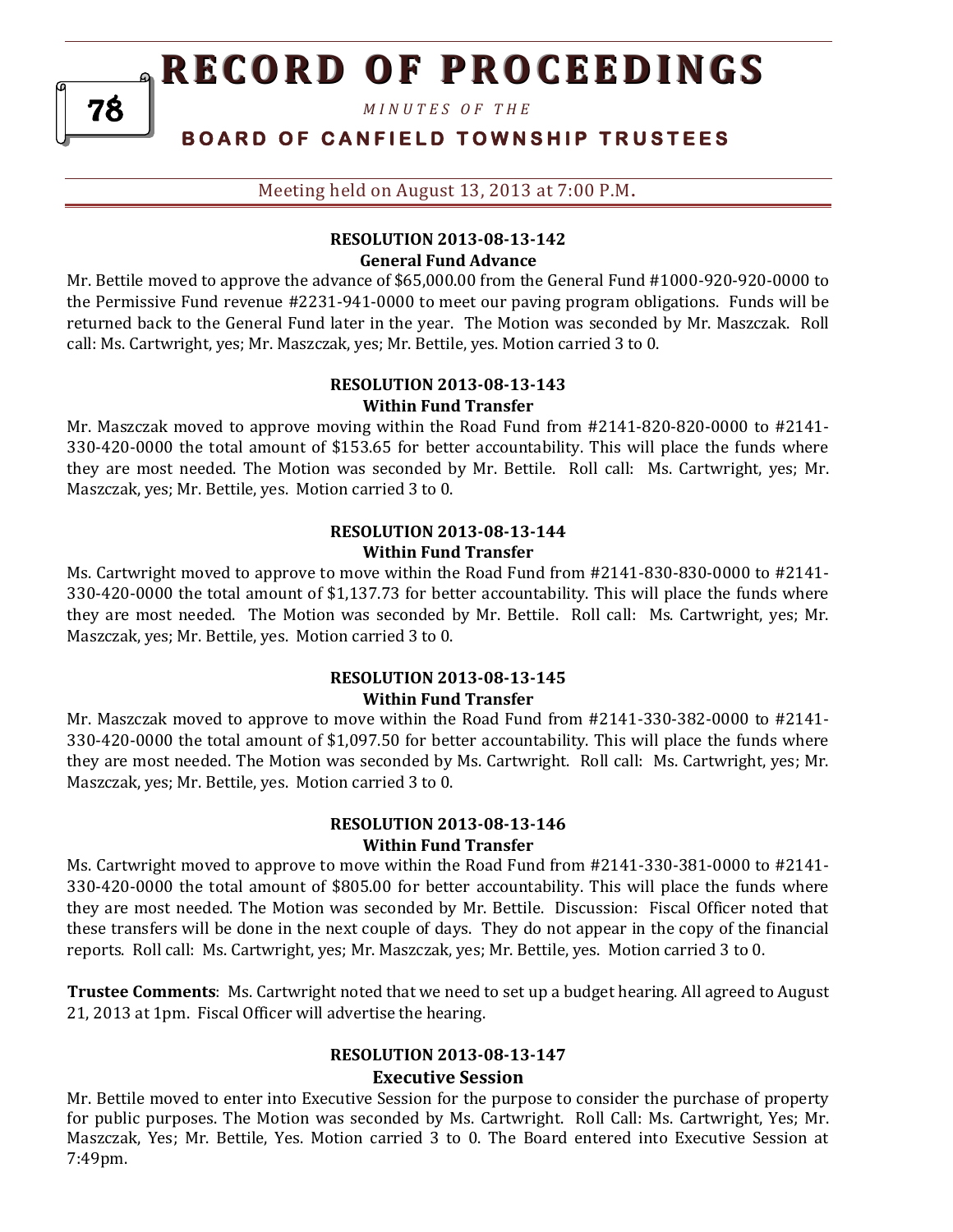#### RESOLUTION 2013-08-13-142
**General Fund Advance**

Mr. Bettile moved to approve the advance of $65,000.00 from the General Fund #1000-920-920-0000 to the Permissive Fund revenue #2231-941-0000 to meet our paving program obligations. Funds will be returned back to the General Fund later in the year. The Motion was seconded by Mr. Maszczak. Roll call: Ms. Cartwright, yes; Mr. Maszczak, yes; Mr. Bettile, yes. Motion carried 3 to 0.

#### RESOLUTION 2013-08-13-143
**Within Fund Transfer**

Mr. Maszczak moved to approve moving within the Road Fund from #2141-820-820-0000 to #2141-330-420-0000 the total amount of $153.65 for better accountability. This will place the funds where they are most needed. The Motion was seconded by Mr. Bettile. Roll call: Ms. Cartwright, yes; Mr. Maszczak, yes; Mr. Bettile, yes. Motion carried 3 to 0.

#### RESOLUTION 2013-08-13-144
**Within Fund Transfer**

Ms. Cartwright moved to approve to move within the Road Fund from #2141-830-830-0000 to #2141-330-420-0000 the total amount of $1,137.73 for better accountability. This will place the funds where they are most needed. The Motion was seconded by Mr. Bettile. Roll call: Ms. Cartwright, yes; Mr. Maszczak, yes; Mr. Bettile, yes. Motion carried 3 to 0.

#### RESOLUTION 2013-08-13-145
**Within Fund Transfer**

Mr. Maszczak moved to approve to move within the Road Fund from #2141-330-382-0000 to #2141-330-420-0000 the total amount of $1,097.50 for better accountability. This will place the funds where they are most needed. The Motion was seconded by Ms. Cartwright. Roll call: Ms. Cartwright, yes; Mr. Maszczak, yes; Mr. Bettile, yes. Motion carried 3 to 0.

#### RESOLUTION 2013-08-13-146
**Within Fund Transfer**

Ms. Cartwright moved to approve to move within the Road Fund from #2141-330-381-0000 to #2141-330-420-0000 the total amount of $805.00 for better accountability. This will place the funds where they are most needed. The Motion was seconded by Mr. Bettile. Discussion: Fiscal Officer noted that these transfers will be done in the next couple of days. They do not appear in the copy of the financial reports. Roll call: Ms. Cartwright, yes; Mr. Maszczak, yes; Mr. Bettile, yes. Motion carried 3 to 0.

**Trustee Comments**: Ms. Cartwright noted that we need to set up a budget hearing. All agreed to August 21, 2013 at 1pm. Fiscal Officer will advertise the hearing.

#### RESOLUTION 2013-08-13-147
**Executive Session**

Mr. Bettile moved to enter into Executive Session for the purpose to consider the purchase of property for public purposes. The Motion was seconded by Ms. Cartwright. Roll Call: Ms. Cartwright, Yes; Mr. Maszczak, Yes; Mr. Bettile, Yes. Motion carried 3 to 0. The Board entered into Executive Session at 7:49pm.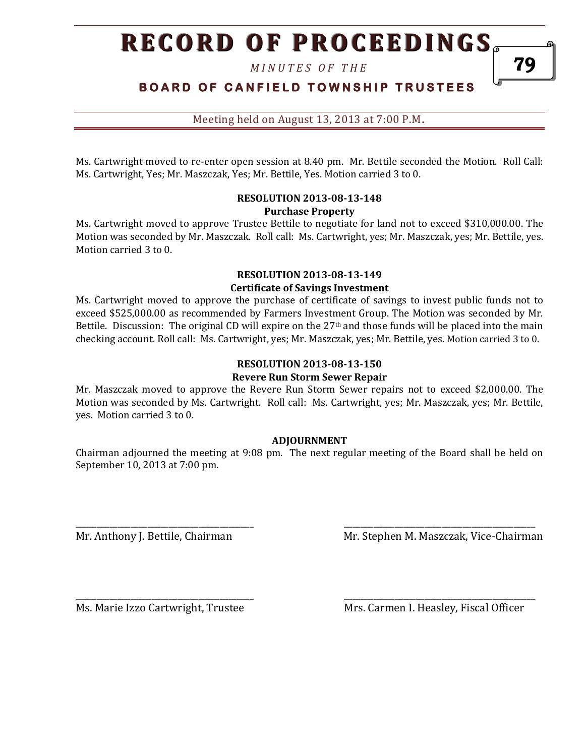Ms. Cartwright moved to re-enter open session at 8.40 pm. Mr. Bettile seconded the Motion. Roll Call: Ms. Cartwright, Yes; Mr. Maszczak, Yes; Mr. Bettile, Yes. Motion carried 3 to 0.

**RESOLUTION 2013-08-13-148**
**Purchase Property**

Ms. Cartwright moved to approve Trustee Bettile to negotiate for land not to exceed $310,000.00. The Motion was seconded by Mr. Maszczak. Roll call: Ms. Cartwright, yes; Mr. Maszczak, yes; Mr. Bettile, yes. Motion carried 3 to 0.

**RESOLUTION 2013-08-13-149**
**Certificate of Savings Investment**

Ms. Cartwright moved to approve the purchase of certificate of savings to invest public funds not to exceed $525,000.00 as recommended by Farmers Investment Group. The Motion was seconded by Mr. Bettile. Discussion: The original CD will expire on the 27th and those funds will be placed into the main checking account. Roll call: Ms. Cartwright, yes; Mr. Maszczak, yes; Mr. Bettile, yes. Motion carried 3 to 0.

**RESOLUTION 2013-08-13-150**
**Revere Run Storm Sewer Repair**

Mr. Maszczak moved to approve the Revere Run Storm Sewer repairs not to exceed $2,000.00. The Motion was seconded by Ms. Cartwright. Roll call: Ms. Cartwright, yes; Mr. Maszczak, yes; Mr. Bettile, yes. Motion carried 3 to 0.

**ADJOURNMENT**

Chairman adjourned the meeting at 9:08 pm. The next regular meeting of the Board shall be held on September 10, 2013 at 7:00 pm.

\_\_\_\_\_\_\_\_\_\_\_\_\_\_\_\_\_\_\_\_\_\_\_\_\_\_\_\_\_\_\_\_\_\_\_\_\_\_\_\_
Mr. Anthony J. Bettile, Chairman

\_\_\_\_\_\_\_\_\_\_\_\_\_\_\_\_\_\_\_\_\_\_\_\_\_\_\_\_\_\_\_\_\_\_\_\_\_\_\_\_
Mr. Stephen M. Maszczak, Vice-Chairman

\_\_\_\_\_\_\_\_\_\_\_\_\_\_\_\_\_\_\_\_\_\_\_\_\_\_\_\_\_\_\_\_\_\_\_\_\_\_\_\_
Ms. Marie Izzo Cartwright, Trustee

\_\_\_\_\_\_\_\_\_\_\_\_\_\_\_\_\_\_\_\_\_\_\_\_\_\_\_\_\_\_\_\_\_\_\_\_\_\_\_\_
Mrs. Carmen I. Heasley, Fiscal Officer